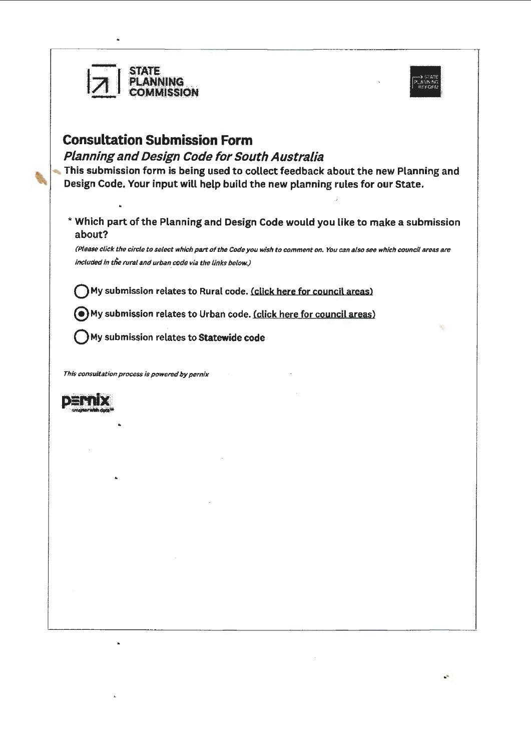STATE PLANNING COMMISSION

# Consultation Submission Form

## *Planning and Design Code for South Australia*

**This submission form is being used to collect feedback about the new Planning and Design Code. Your input will help build the new planning rules for our State.**

**\* Which part of the Planning and Design Code would you like to make a submission about?**

*(Please click the circle to select which part of the Code you wish to comment on. You can also see which council areas are included in the rural and urban code via the links below.)*

- ○ **My submission relates to Rural code. (click here for council areas)**
- ◉ **My submission relates to Urban code. (click here for council areas)**
- ○ **My submission relates to Statewide code**

*This consultation process is powered by pernix*

pernix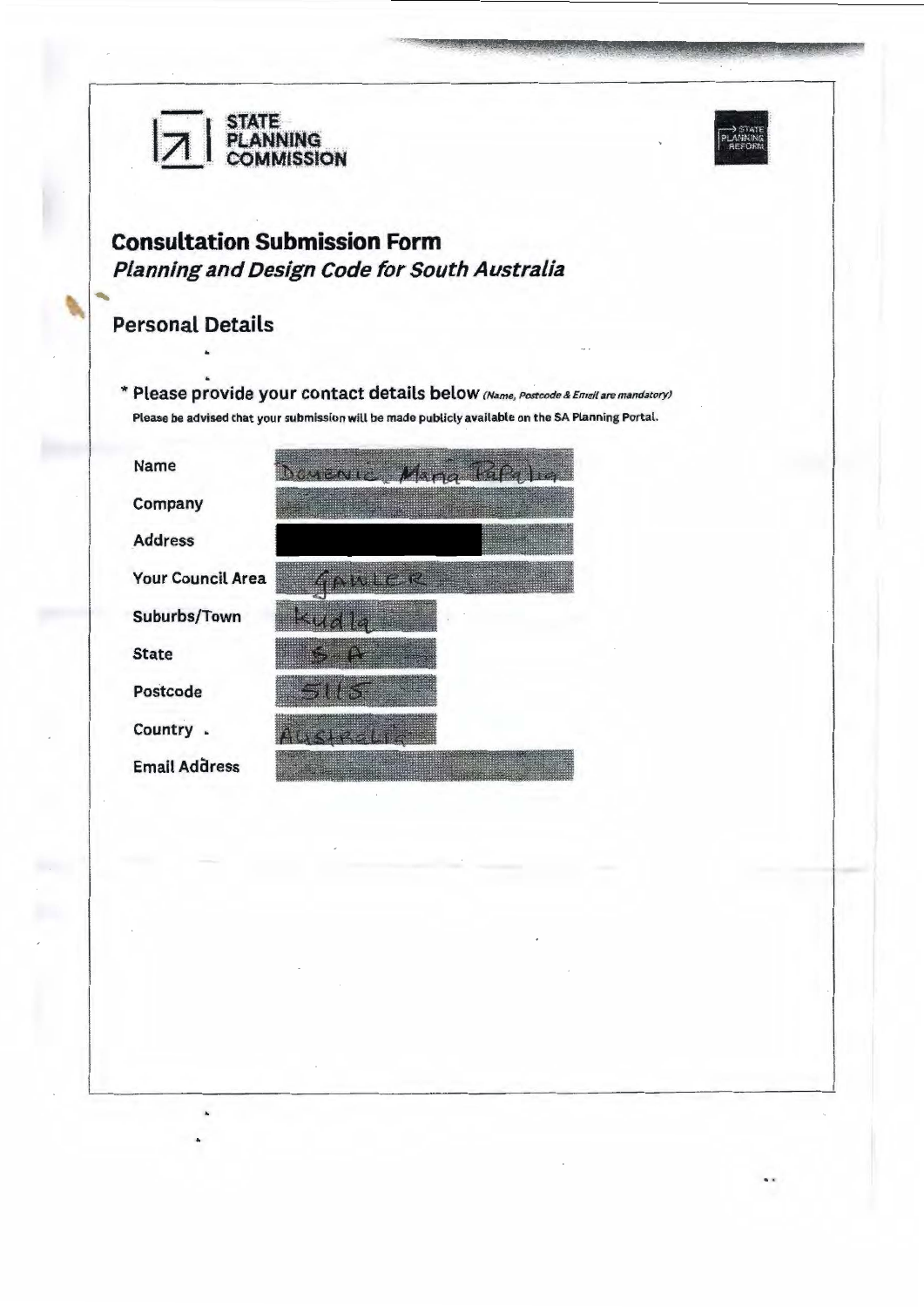STATE PLANNING COMMISSION

# Consultation Submission Form

## *Planning and Design Code for South Australia*

## Personal Details

**\* Please provide your contact details below** *(Name, Postcode & Email are mandatory)*

**Please be advised that your submission will be made publicly available on the SA Planning Portal.**

| | |
|---|---|
| Name | Domenic Maria Papalia |
| Company | |
| Address | |
| Your Council Area | GAWLER |
| Suburbs/Town | Kudla |
| State | S.A |
| Postcode | 5115 |
| Country | Australia |
| Email Address | |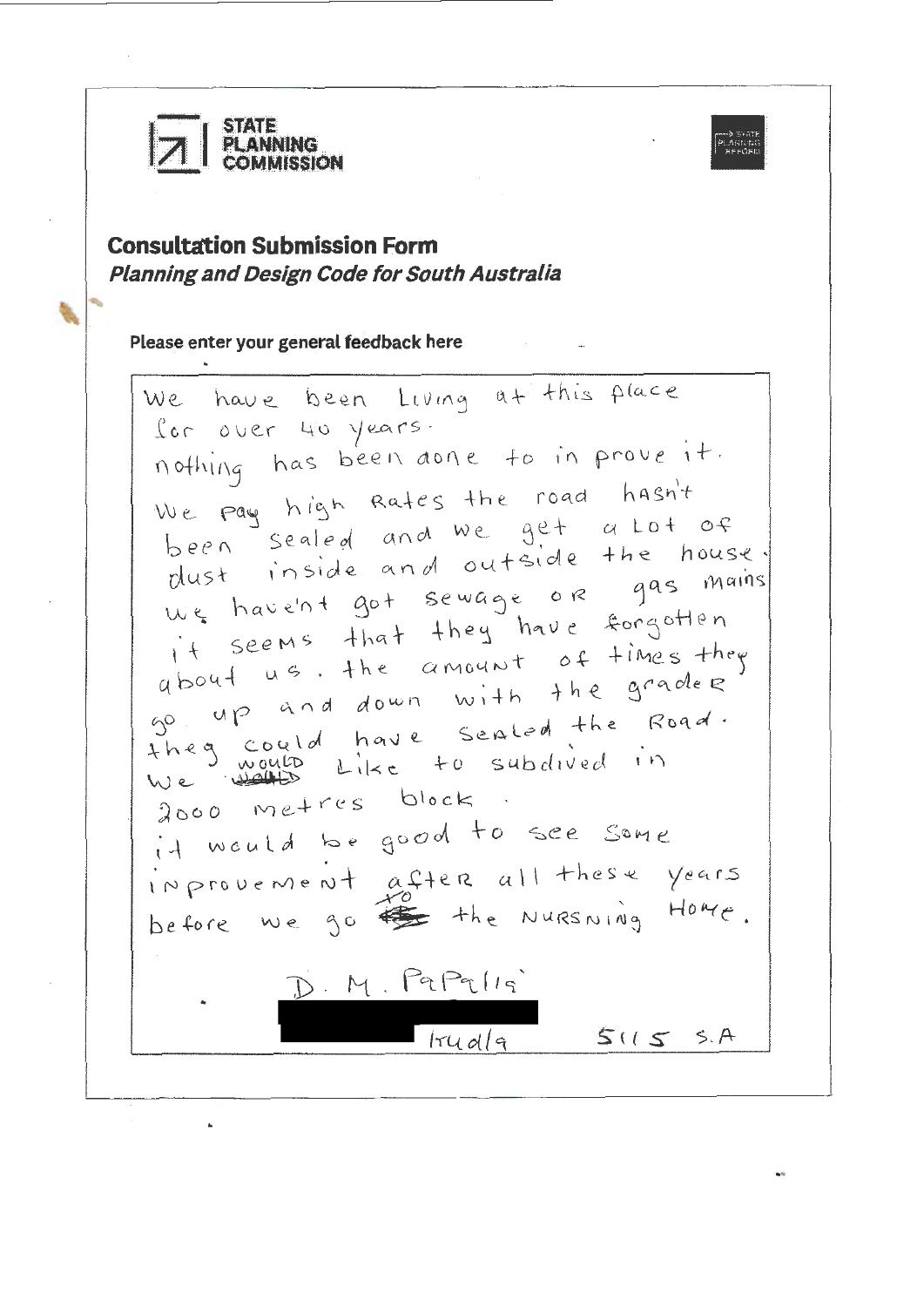STATE PLANNING COMMISSION

## Consultation Submission Form

***Planning and Design Code for South Australia***

**Please enter your general feedback here**

We have been Living at this place for over 40 years.
nothing has been done to in prove it.
We pay high Rates the road hasn't been sealed and we get a Lot of dust inside and outside the house.
we have'nt got sewage or gas mains
it seems that they have forgotten about us. the amount of times they go up and down with the grader they could have sealed the Road.
We would Like to subdived in 2000 metres block.
it would be good to see some inprovement after all these years before we go to the NURSNING Home.

D. M. Papalia

Kudla 5115 S.A